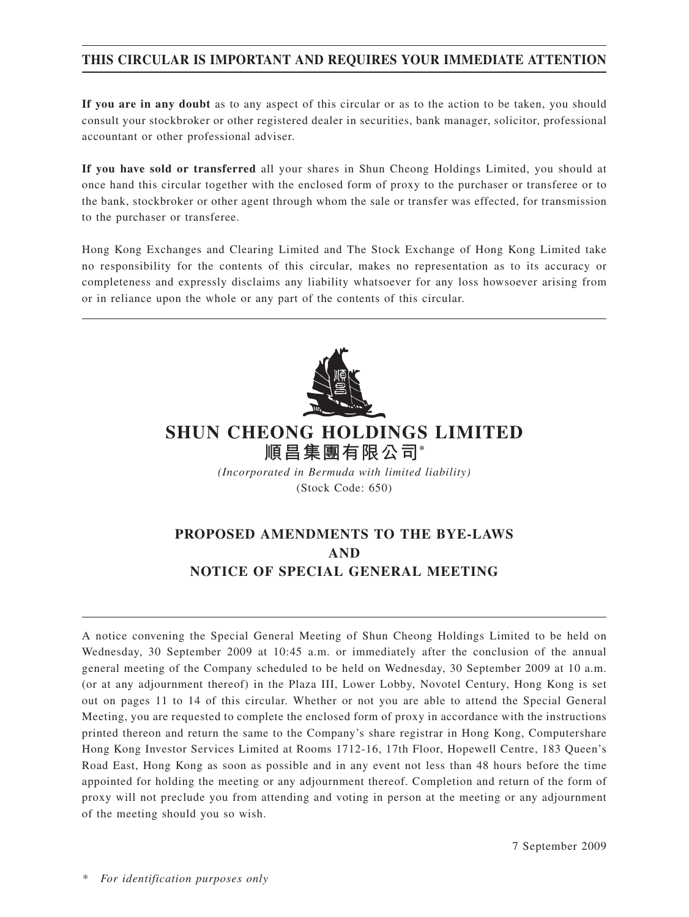**THIS CIRCULAR IS IMPORTANT AND REQUIRES YOUR IMMEDIATE ATTENTION**

**If you are in any doubt** as to any aspect of this circular or as to the action to be taken, you should consult your stockbroker or other registered dealer in securities, bank manager, solicitor, professional accountant or other professional adviser.

**If you have sold or transferred** all your shares in Shun Cheong Holdings Limited, you should at once hand this circular together with the enclosed form of proxy to the purchaser or transferee or to the bank, stockbroker or other agent through whom the sale or transfer was effected, for transmission to the purchaser or transferee.

Hong Kong Exchanges and Clearing Limited and The Stock Exchange of Hong Kong Limited take no responsibility for the contents of this circular, makes no representation as to its accuracy or completeness and expressly disclaims any liability whatsoever for any loss howsoever arising from or in reliance upon the whole or any part of the contents of this circular.

# SHUN CHEONG HOLDINGS LIMITED
# 順昌集團有限公司*

*(Incorporated in Bermuda with limited liability)*

(Stock Code: 650)

## PROPOSED AMENDMENTS TO THE BYE-LAWS
## AND
## NOTICE OF SPECIAL GENERAL MEETING

A notice convening the Special General Meeting of Shun Cheong Holdings Limited to be held on Wednesday, 30 September 2009 at 10:45 a.m. or immediately after the conclusion of the annual general meeting of the Company scheduled to be held on Wednesday, 30 September 2009 at 10 a.m. (or at any adjournment thereof) in the Plaza III, Lower Lobby, Novotel Century, Hong Kong is set out on pages 11 to 14 of this circular. Whether or not you are able to attend the Special General Meeting, you are requested to complete the enclosed form of proxy in accordance with the instructions printed thereon and return the same to the Company's share registrar in Hong Kong, Computershare Hong Kong Investor Services Limited at Rooms 1712-16, 17th Floor, Hopewell Centre, 183 Queen's Road East, Hong Kong as soon as possible and in any event not less than 48 hours before the time appointed for holding the meeting or any adjournment thereof. Completion and return of the form of proxy will not preclude you from attending and voting in person at the meeting or any adjournment of the meeting should you so wish.

7 September 2009

* *For identification purposes only*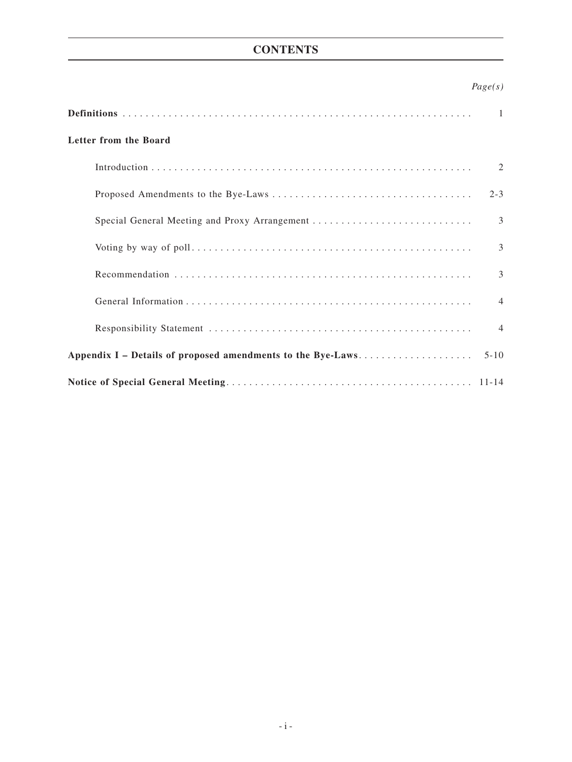# CONTENTS

| | *Page(s)* |
|---|---|
| **Definitions** | 1 |
| **Letter from the Board** | |
| Introduction | 2 |
| Proposed Amendments to the Bye-Laws | 2-3 |
| Special General Meeting and Proxy Arrangement | 3 |
| Voting by way of poll | 3 |
| Recommendation | 3 |
| General Information | 4 |
| Responsibility Statement | 4 |
| **Appendix I – Details of proposed amendments to the Bye-Laws** | 5-10 |
| **Notice of Special General Meeting** | 11-14 |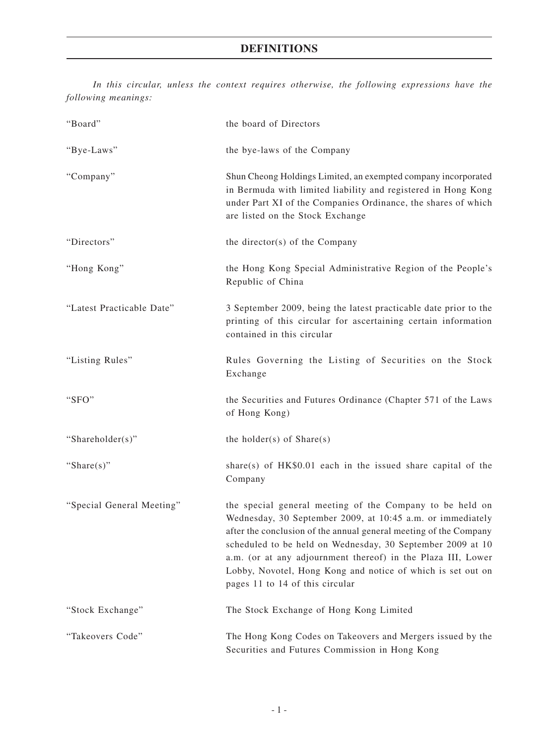# DEFINITIONS

*In this circular, unless the context requires otherwise, the following expressions have the following meanings:*

| | |
|---|---|
| "Board" | the board of Directors |
| "Bye-Laws" | the bye-laws of the Company |
| "Company" | Shun Cheong Holdings Limited, an exempted company incorporated in Bermuda with limited liability and registered in Hong Kong under Part XI of the Companies Ordinance, the shares of which are listed on the Stock Exchange |
| "Directors" | the director(s) of the Company |
| "Hong Kong" | the Hong Kong Special Administrative Region of the People's Republic of China |
| "Latest Practicable Date" | 3 September 2009, being the latest practicable date prior to the printing of this circular for ascertaining certain information contained in this circular |
| "Listing Rules" | Rules Governing the Listing of Securities on the Stock Exchange |
| "SFO" | the Securities and Futures Ordinance (Chapter 571 of the Laws of Hong Kong) |
| "Shareholder(s)" | the holder(s) of Share(s) |
| "Share(s)" | share(s) of HK$0.01 each in the issued share capital of the Company |
| "Special General Meeting" | the special general meeting of the Company to be held on Wednesday, 30 September 2009, at 10:45 a.m. or immediately after the conclusion of the annual general meeting of the Company scheduled to be held on Wednesday, 30 September 2009 at 10 a.m. (or at any adjournment thereof) in the Plaza III, Lower Lobby, Novotel, Hong Kong and notice of which is set out on pages 11 to 14 of this circular |
| "Stock Exchange" | The Stock Exchange of Hong Kong Limited |
| "Takeovers Code" | The Hong Kong Codes on Takeovers and Mergers issued by the Securities and Futures Commission in Hong Kong |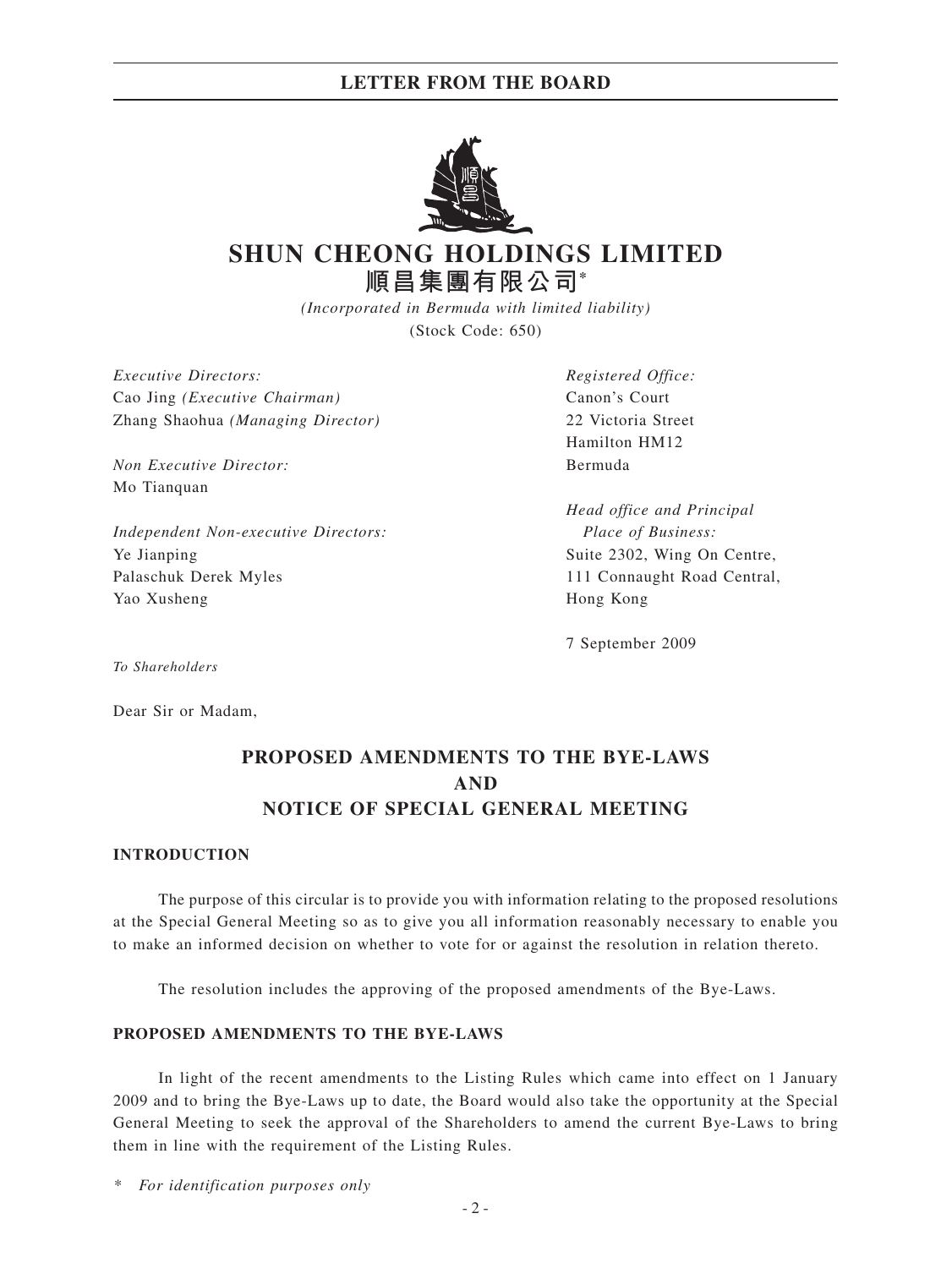# SHUN CHEONG HOLDINGS LIMITED

## 順昌集團有限公司*

*(Incorporated in Bermuda with limited liability)*

(Stock Code: 650)

*Executive Directors:*
Cao Jing *(Executive Chairman)*
Zhang Shaohua *(Managing Director)*

*Non Executive Director:*
Mo Tianquan

*Independent Non-executive Directors:*
Ye Jianping
Palaschuk Derek Myles
Yao Xusheng

*Registered Office:*
Canon's Court
22 Victoria Street
Hamilton HM12
Bermuda

*Head office and Principal Place of Business:*
Suite 2302, Wing On Centre,
111 Connaught Road Central,
Hong Kong

7 September 2009

*To Shareholders*

Dear Sir or Madam,

## PROPOSED AMENDMENTS TO THE BYE-LAWS AND NOTICE OF SPECIAL GENERAL MEETING

### INTRODUCTION

The purpose of this circular is to provide you with information relating to the proposed resolutions at the Special General Meeting so as to give you all information reasonably necessary to enable you to make an informed decision on whether to vote for or against the resolution in relation thereto.

The resolution includes the approving of the proposed amendments of the Bye-Laws.

### PROPOSED AMENDMENTS TO THE BYE-LAWS

In light of the recent amendments to the Listing Rules which came into effect on 1 January 2009 and to bring the Bye-Laws up to date, the Board would also take the opportunity at the Special General Meeting to seek the approval of the Shareholders to amend the current Bye-Laws to bring them in line with the requirement of the Listing Rules.

\* *For identification purposes only*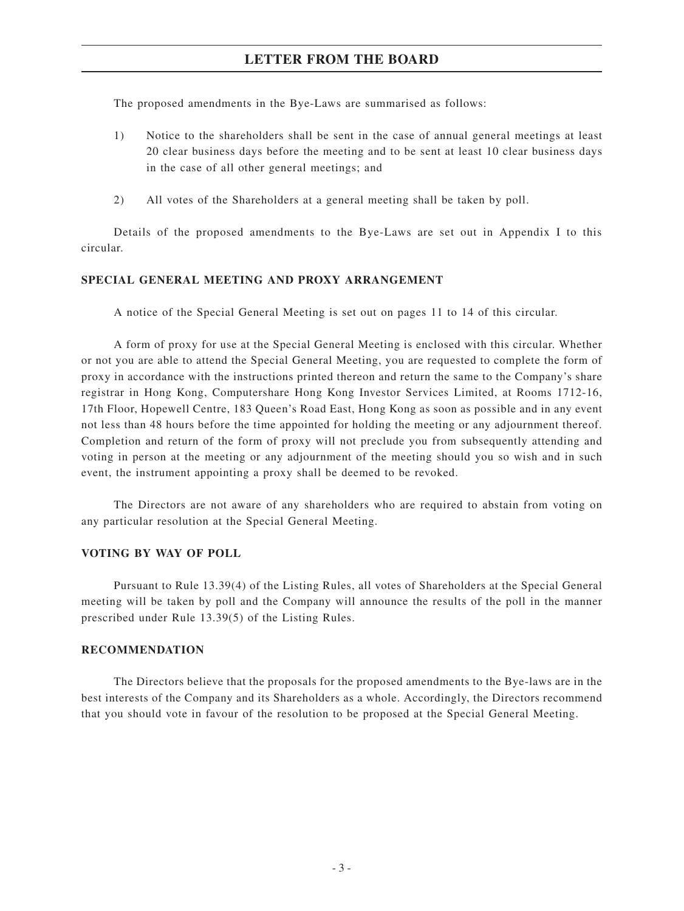The proposed amendments in the Bye-Laws are summarised as follows:

1) Notice to the shareholders shall be sent in the case of annual general meetings at least 20 clear business days before the meeting and to be sent at least 10 clear business days in the case of all other general meetings; and

2) All votes of the Shareholders at a general meeting shall be taken by poll.

Details of the proposed amendments to the Bye-Laws are set out in Appendix I to this circular.

**SPECIAL GENERAL MEETING AND PROXY ARRANGEMENT**

A notice of the Special General Meeting is set out on pages 11 to 14 of this circular.

A form of proxy for use at the Special General Meeting is enclosed with this circular. Whether or not you are able to attend the Special General Meeting, you are requested to complete the form of proxy in accordance with the instructions printed thereon and return the same to the Company's share registrar in Hong Kong, Computershare Hong Kong Investor Services Limited, at Rooms 1712-16, 17th Floor, Hopewell Centre, 183 Queen's Road East, Hong Kong as soon as possible and in any event not less than 48 hours before the time appointed for holding the meeting or any adjournment thereof. Completion and return of the form of proxy will not preclude you from subsequently attending and voting in person at the meeting or any adjournment of the meeting should you so wish and in such event, the instrument appointing a proxy shall be deemed to be revoked.

The Directors are not aware of any shareholders who are required to abstain from voting on any particular resolution at the Special General Meeting.

**VOTING BY WAY OF POLL**

Pursuant to Rule 13.39(4) of the Listing Rules, all votes of Shareholders at the Special General meeting will be taken by poll and the Company will announce the results of the poll in the manner prescribed under Rule 13.39(5) of the Listing Rules.

**RECOMMENDATION**

The Directors believe that the proposals for the proposed amendments to the Bye-laws are in the best interests of the Company and its Shareholders as a whole. Accordingly, the Directors recommend that you should vote in favour of the resolution to be proposed at the Special General Meeting.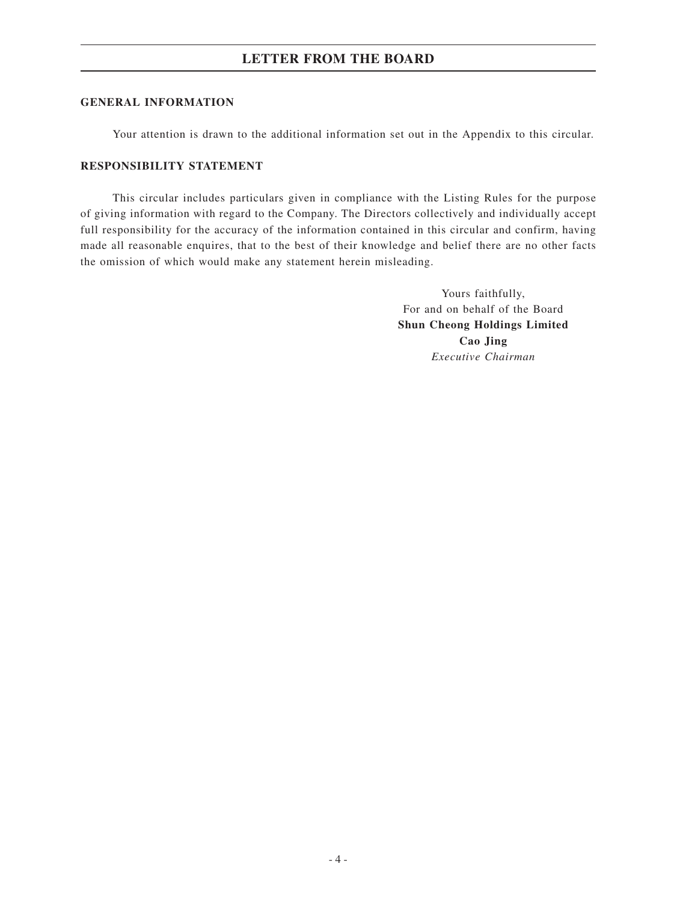# LETTER FROM THE BOARD

## GENERAL INFORMATION

Your attention is drawn to the additional information set out in the Appendix to this circular.

## RESPONSIBILITY STATEMENT

This circular includes particulars given in compliance with the Listing Rules for the purpose of giving information with regard to the Company. The Directors collectively and individually accept full responsibility for the accuracy of the information contained in this circular and confirm, having made all reasonable enquires, that to the best of their knowledge and belief there are no other facts the omission of which would make any statement herein misleading.

Yours faithfully,
For and on behalf of the Board
**Shun Cheong Holdings Limited**
**Cao Jing**
*Executive Chairman*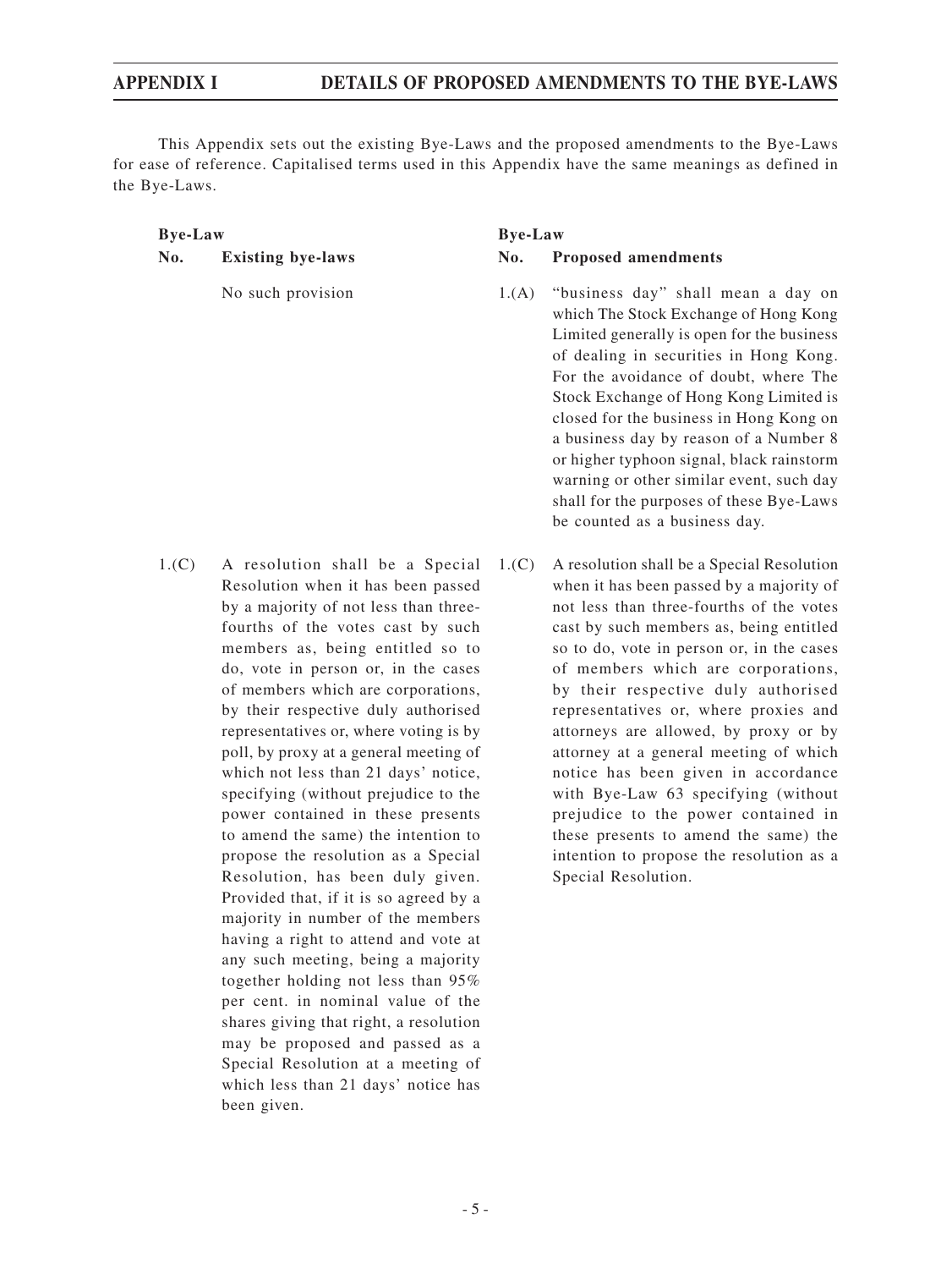## APPENDIX I DETAILS OF PROPOSED AMENDMENTS TO THE BYE-LAWS

This Appendix sets out the existing Bye-Laws and the proposed amendments to the Bye-Laws for ease of reference. Capitalised terms used in this Appendix have the same meanings as defined in the Bye-Laws.

| Bye-Law No. | Existing bye-laws | Bye-Law No. | Proposed amendments |
|---|---|---|---|
| | No such provision | 1.(A) | "business day" shall mean a day on which The Stock Exchange of Hong Kong Limited generally is open for the business of dealing in securities in Hong Kong. For the avoidance of doubt, where The Stock Exchange of Hong Kong Limited is closed for the business in Hong Kong on a business day by reason of a Number 8 or higher typhoon signal, black rainstorm warning or other similar event, such day shall for the purposes of these Bye-Laws be counted as a business day. |
| 1.(C) | A resolution shall be a Special Resolution when it has been passed by a majority of not less than three-fourths of the votes cast by such members as, being entitled so to do, vote in person or, in the cases of members which are corporations, by their respective duly authorised representatives or, where voting is by poll, by proxy at a general meeting of which not less than 21 days' notice, specifying (without prejudice to the power contained in these presents to amend the same) the intention to propose the resolution as a Special Resolution, has been duly given. Provided that, if it is so agreed by a majority in number of the members having a right to attend and vote at any such meeting, being a majority together holding not less than 95% per cent. in nominal value of the shares giving that right, a resolution may be proposed and passed as a Special Resolution at a meeting of which less than 21 days' notice has been given. | 1.(C) | A resolution shall be a Special Resolution when it has been passed by a majority of not less than three-fourths of the votes cast by such members as, being entitled so to do, vote in person or, in the cases of members which are corporations, by their respective duly authorised representatives or, where proxies and attorneys are allowed, by proxy or by attorney at a general meeting of which notice has been given in accordance with Bye-Law 63 specifying (without prejudice to the power contained in these presents to amend the same) the intention to propose the resolution as a Special Resolution. |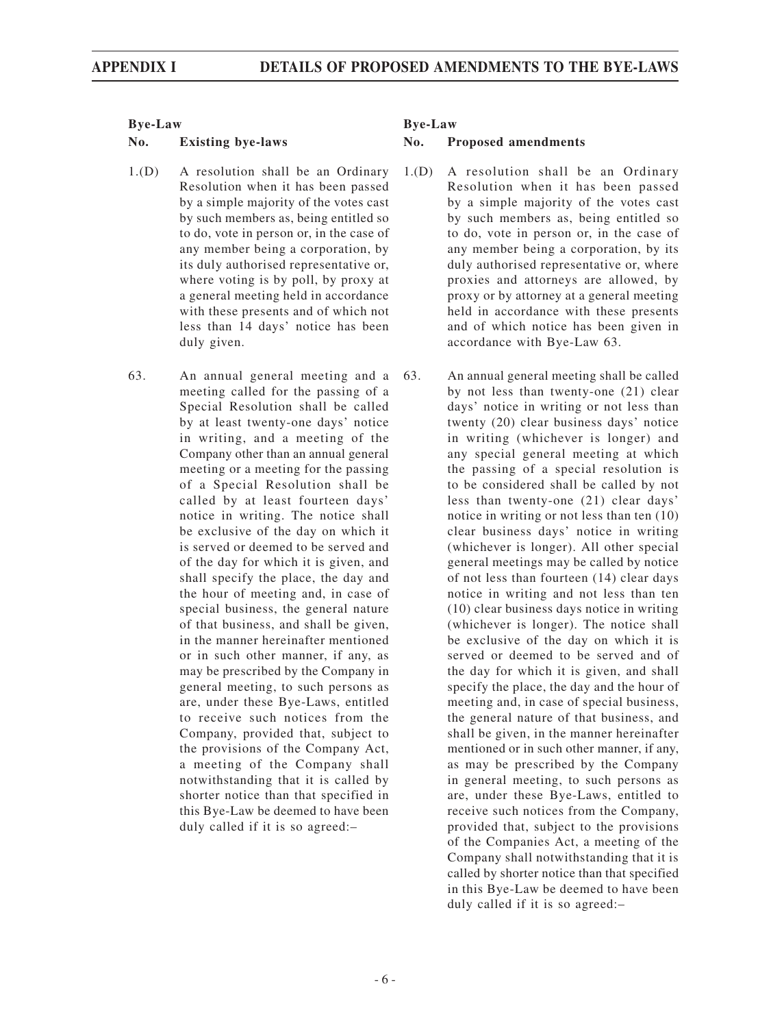| Bye-Law No. | Existing bye-laws | Bye-Law No. | Proposed amendments |
|---|---|---|---|
| 1.(D) | A resolution shall be an Ordinary Resolution when it has been passed by a simple majority of the votes cast by such members as, being entitled so to do, vote in person or, in the case of any member being a corporation, by its duly authorised representative or, where voting is by poll, by proxy at a general meeting held in accordance with these presents and of which not less than 14 days' notice has been duly given. | 1.(D) | A resolution shall be an Ordinary Resolution when it has been passed by a simple majority of the votes cast by such members as, being entitled so to do, vote in person or, in the case of any member being a corporation, by its duly authorised representative or, where proxies and attorneys are allowed, by proxy or by attorney at a general meeting held in accordance with these presents and of which notice has been given in accordance with Bye-Law 63. |
| 63. | An annual general meeting and a meeting called for the passing of a Special Resolution shall be called by at least twenty-one days' notice in writing, and a meeting of the Company other than an annual general meeting or a meeting for the passing of a Special Resolution shall be called by at least fourteen days' notice in writing. The notice shall be exclusive of the day on which it is served or deemed to be served and of the day for which it is given, and shall specify the place, the day and the hour of meeting and, in case of special business, the general nature of that business, and shall be given, in the manner hereinafter mentioned or in such other manner, if any, as may be prescribed by the Company in general meeting, to such persons as are, under these Bye-Laws, entitled to receive such notices from the Company, provided that, subject to the provisions of the Company Act, a meeting of the Company shall notwithstanding that it is called by shorter notice than that specified in this Bye-Law be deemed to have been duly called if it is so agreed:– | 63. | An annual general meeting shall be called by not less than twenty-one (21) clear days' notice in writing or not less than twenty (20) clear business days' notice in writing (whichever is longer) and any special general meeting at which the passing of a special resolution is to be considered shall be called by not less than twenty-one (21) clear days' notice in writing or not less than ten (10) clear business days' notice in writing (whichever is longer). All other special general meetings may be called by notice of not less than fourteen (14) clear days notice in writing and not less than ten (10) clear business days notice in writing (whichever is longer). The notice shall be exclusive of the day on which it is served or deemed to be served and of the day for which it is given, and shall specify the place, the day and the hour of meeting and, in case of special business, the general nature of that business, and shall be given, in the manner hereinafter mentioned or in such other manner, if any, as may be prescribed by the Company in general meeting, to such persons as are, under these Bye-Laws, entitled to receive such notices from the Company, provided that, subject to the provisions of the Companies Act, a meeting of the Company shall notwithstanding that it is called by shorter notice than that specified in this Bye-Law be deemed to have been duly called if it is so agreed:– |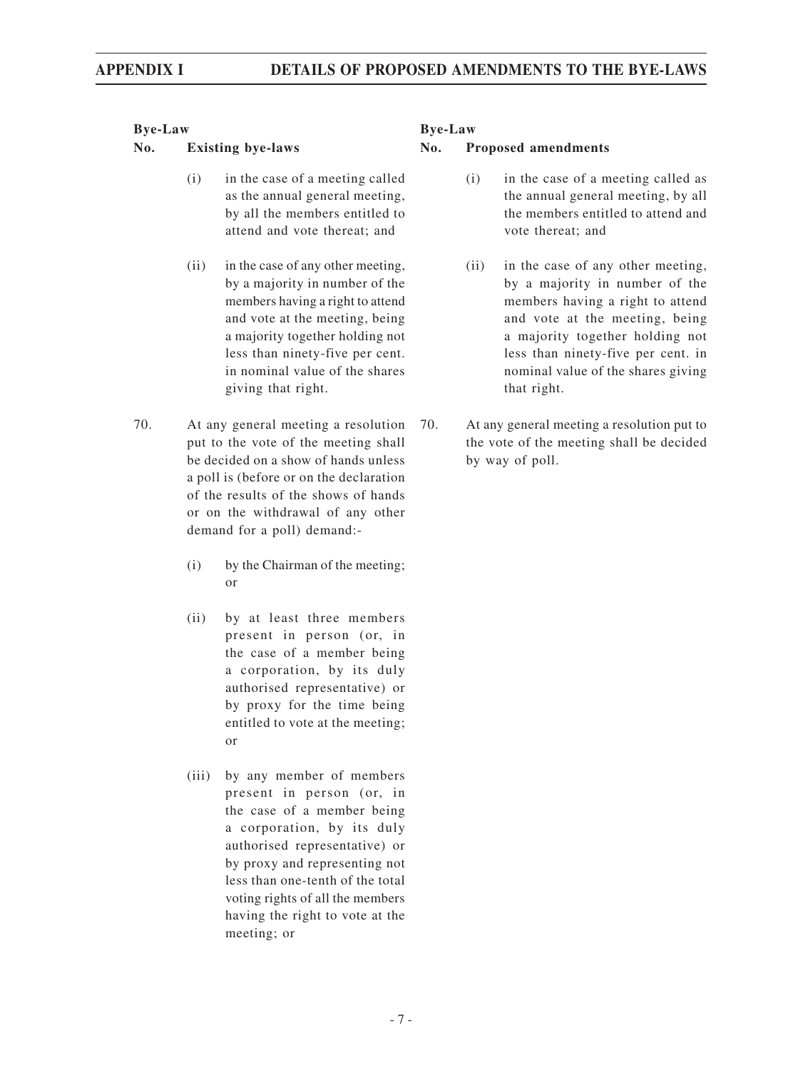| Bye-Law No. | Existing bye-laws | Bye-Law No. | Proposed amendments |
|---|---|---|---|
| | (i) in the case of a meeting called as the annual general meeting, by all the members entitled to attend and vote thereat; and | | (i) in the case of a meeting called as the annual general meeting, by all the members entitled to attend and vote thereat; and |
| | (ii) in the case of any other meeting, by a majority in number of the members having a right to attend and vote at the meeting, being a majority together holding not less than ninety-five per cent. in nominal value of the shares giving that right. | | (ii) in the case of any other meeting, by a majority in number of the members having a right to attend and vote at the meeting, being a majority together holding not less than ninety-five per cent. in nominal value of the shares giving that right. |
| 70. | At any general meeting a resolution put to the vote of the meeting shall be decided on a show of hands unless a poll is (before or on the declaration of the results of the shows of hands or on the withdrawal of any other demand for a poll) demand:-<br><br>(i) by the Chairman of the meeting; or<br><br>(ii) by at least three members present in person (or, in the case of a member being a corporation, by its duly authorised representative) or by proxy for the time being entitled to vote at the meeting; or<br><br>(iii) by any member of members present in person (or, in the case of a member being a corporation, by its duly authorised representative) or by proxy and representing not less than one-tenth of the total voting rights of all the members having the right to vote at the meeting; or | 70. | At any general meeting a resolution put to the vote of the meeting shall be decided by way of poll. |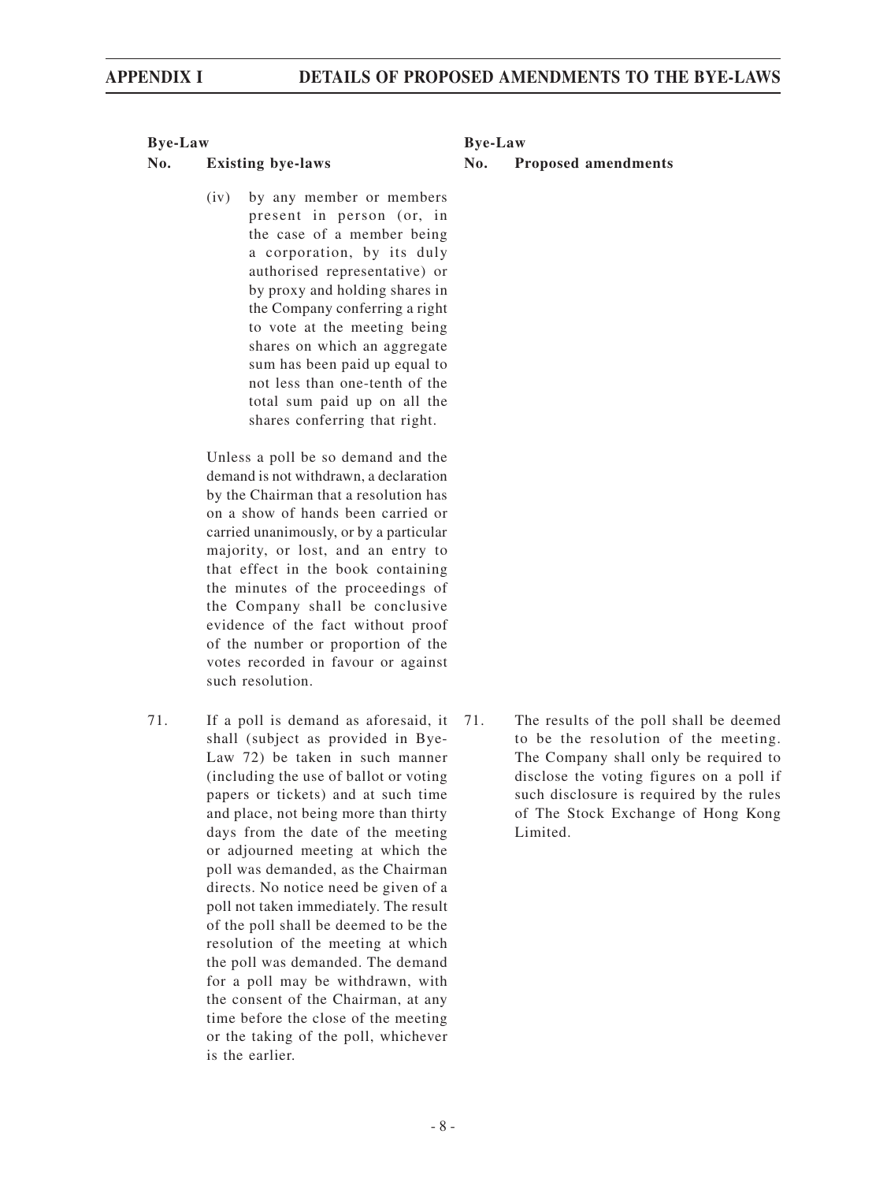| Bye-Law No. | Existing bye-laws | Bye-Law No. | Proposed amendments |
|---|---|---|---|
| | (iv) by any member or members present in person (or, in the case of a member being a corporation, by its duly authorised representative) or by proxy and holding shares in the Company conferring a right to vote at the meeting being shares on which an aggregate sum has been paid up equal to not less than one-tenth of the total sum paid up on all the shares conferring that right.<br><br>Unless a poll be so demand and the demand is not withdrawn, a declaration by the Chairman that a resolution has on a show of hands been carried or carried unanimously, or by a particular majority, or lost, and an entry to that effect in the book containing the minutes of the proceedings of the Company shall be conclusive evidence of the fact without proof of the number or proportion of the votes recorded in favour or against such resolution. | | |
| 71. | If a poll is demand as aforesaid, it shall (subject as provided in Bye-Law 72) be taken in such manner (including the use of ballot or voting papers or tickets) and at such time and place, not being more than thirty days from the date of the meeting or adjourned meeting at which the poll was demanded, as the Chairman directs. No notice need be given of a poll not taken immediately. The result of the poll shall be deemed to be the resolution of the meeting at which the poll was demanded. The demand for a poll may be withdrawn, with the consent of the Chairman, at any time before the close of the meeting or the taking of the poll, whichever is the earlier. | 71. | The results of the poll shall be deemed to be the resolution of the meeting. The Company shall only be required to disclose the voting figures on a poll if such disclosure is required by the rules of The Stock Exchange of Hong Kong Limited. |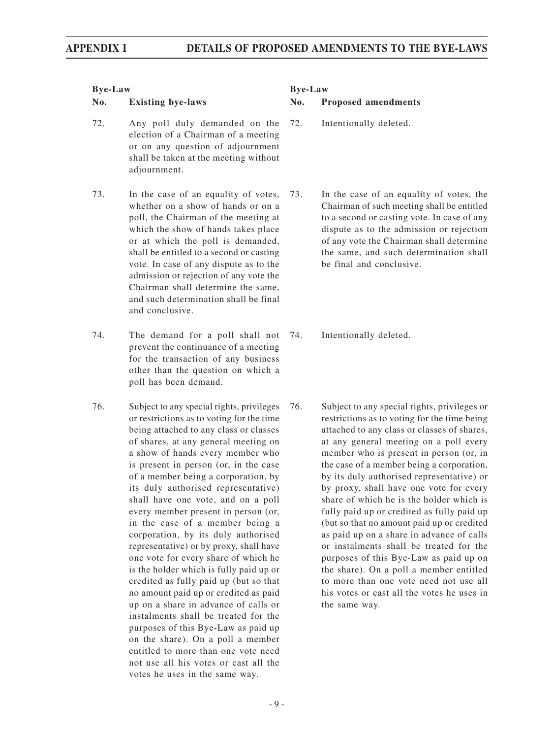| Bye-Law No. | Existing bye-laws | Bye-Law No. | Proposed amendments |
|---|---|---|---|
| 72. | Any poll duly demanded on the election of a Chairman of a meeting or on any question of adjournment shall be taken at the meeting without adjournment. | 72. | Intentionally deleted. |
| 73. | In the case of an equality of votes, whether on a show of hands or on a poll, the Chairman of the meeting at which the show of hands takes place or at which the poll is demanded, shall be entitled to a second or casting vote. In case of any dispute as to the admission or rejection of any vote the Chairman shall determine the same, and such determination shall be final and conclusive. | 73. | In the case of an equality of votes, the Chairman of such meeting shall be entitled to a second or casting vote. In case of any dispute as to the admission or rejection of any vote the Chairman shall determine the same, and such determination shall be final and conclusive. |
| 74. | The demand for a poll shall not prevent the continuance of a meeting for the transaction of any business other than the question on which a poll has been demand. | 74. | Intentionally deleted. |
| 76. | Subject to any special rights, privileges or restrictions as to voting for the time being attached to any class or classes of shares, at any general meeting on a show of hands every member who is present in person (or, in the case of a member being a corporation, by its duly authorised representative) shall have one vote, and on a poll every member present in person (or, in the case of a member being a corporation, by its duly authorised representative) or by proxy, shall have one vote for every share of which he is the holder which is fully paid up or credited as fully paid up (but so that no amount paid up or credited as paid up on a share in advance of calls or instalments shall be treated for the purposes of this Bye-Law as paid up on the share). On a poll a member entitled to more than one vote need not use all his votes or cast all the votes he uses in the same way. | 76. | Subject to any special rights, privileges or restrictions as to voting for the time being attached to any class or classes of shares, at any general meeting on a poll every member who is present in person (or, in the case of a member being a corporation, by its duly authorised representative) or by proxy, shall have one vote for every share of which he is the holder which is fully paid up or credited as fully paid up (but so that no amount paid up or credited as paid up on a share in advance of calls or instalments shall be treated for the purposes of this Bye-Law as paid up on the share). On a poll a member entitled to more than one vote need not use all his votes or cast all the votes he uses in the same way. |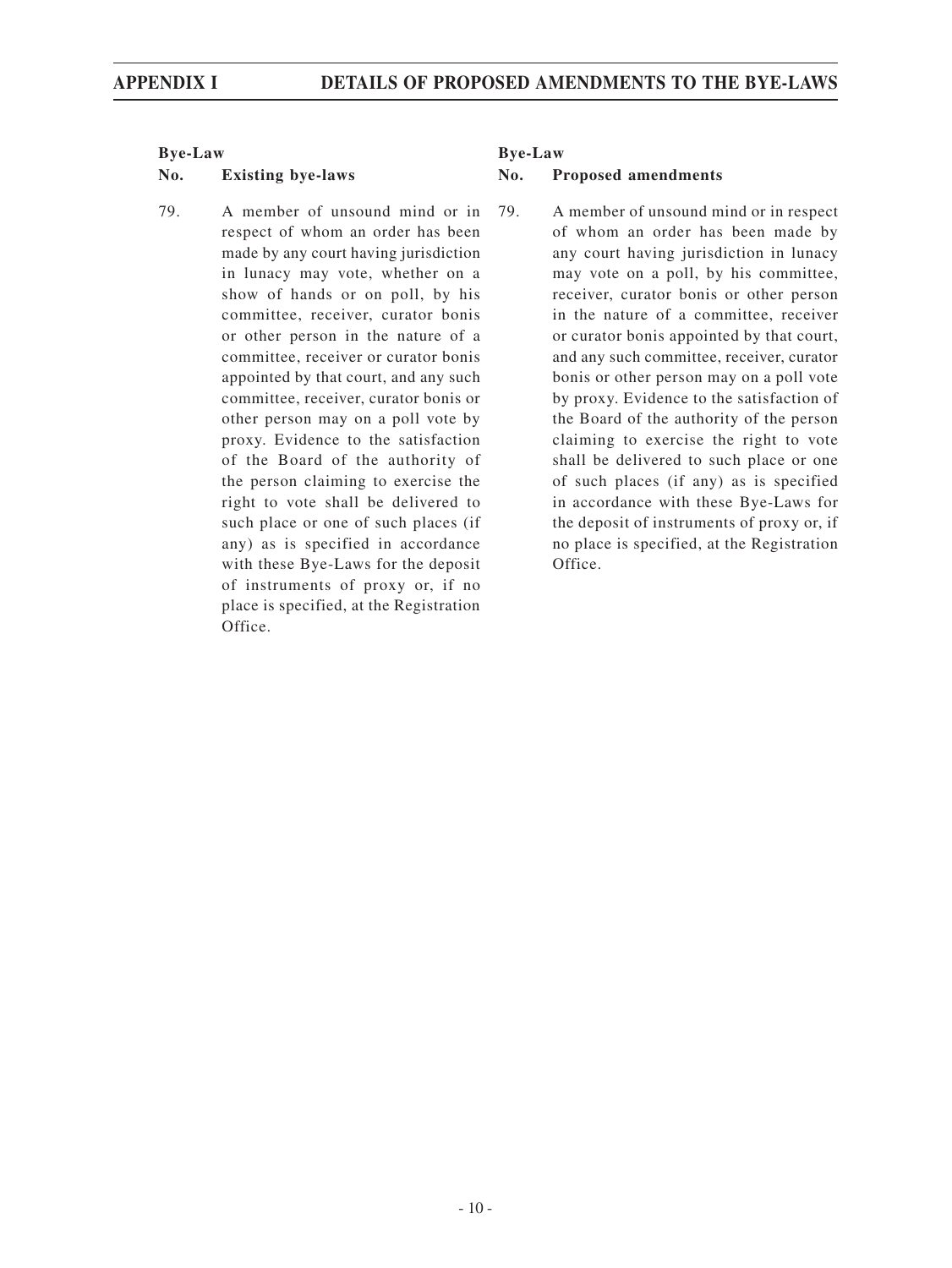| Bye-Law No. | Existing bye-laws | Bye-Law No. | Proposed amendments |
|---|---|---|---|
| 79. | A member of unsound mind or in respect of whom an order has been made by any court having jurisdiction in lunacy may vote, whether on a show of hands or on poll, by his committee, receiver, curator bonis or other person in the nature of a committee, receiver or curator bonis appointed by that court, and any such committee, receiver, curator bonis or other person may on a poll vote by proxy. Evidence to the satisfaction of the Board of the authority of the person claiming to exercise the right to vote shall be delivered to such place or one of such places (if any) as is specified in accordance with these Bye-Laws for the deposit of instruments of proxy or, if no place is specified, at the Registration Office. | 79. | A member of unsound mind or in respect of whom an order has been made by any court having jurisdiction in lunacy may vote on a poll, by his committee, receiver, curator bonis or other person in the nature of a committee, receiver or curator bonis appointed by that court, and any such committee, receiver, curator bonis or other person may on a poll vote by proxy. Evidence to the satisfaction of the Board of the authority of the person claiming to exercise the right to vote shall be delivered to such place or one of such places (if any) as is specified in accordance with these Bye-Laws for the deposit of instruments of proxy or, if no place is specified, at the Registration Office. |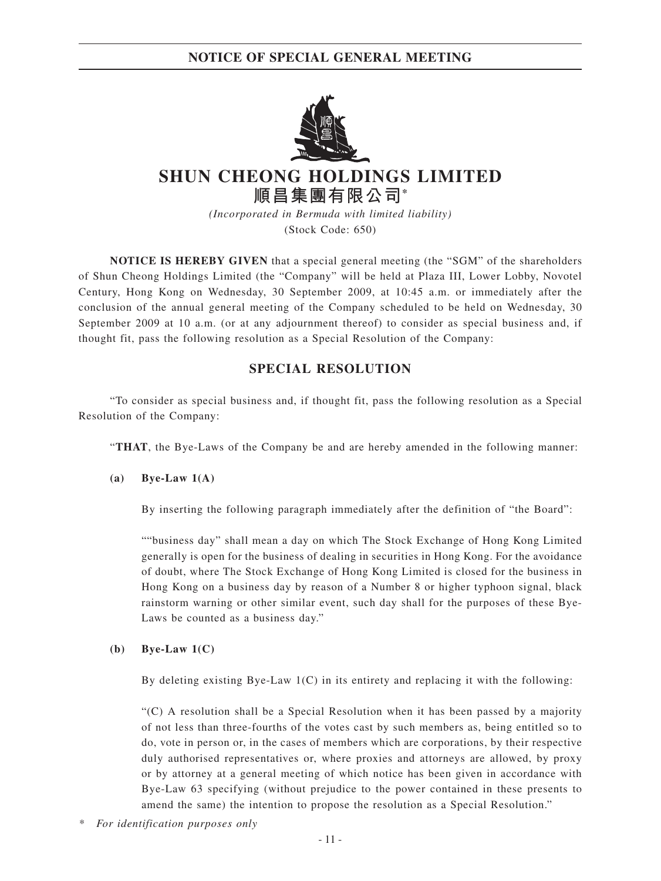# NOTICE OF SPECIAL GENERAL MEETING

# SHUN CHEONG HOLDINGS LIMITED
# 順昌集團有限公司*

*(Incorporated in Bermuda with limited liability)*
(Stock Code: 650)

**NOTICE IS HEREBY GIVEN** that a special general meeting (the "SGM" of the shareholders of Shun Cheong Holdings Limited (the "Company" will be held at Plaza III, Lower Lobby, Novotel Century, Hong Kong on Wednesday, 30 September 2009, at 10:45 a.m. or immediately after the conclusion of the annual general meeting of the Company scheduled to be held on Wednesday, 30 September 2009 at 10 a.m. (or at any adjournment thereof) to consider as special business and, if thought fit, pass the following resolution as a Special Resolution of the Company:

## SPECIAL RESOLUTION

"To consider as special business and, if thought fit, pass the following resolution as a Special Resolution of the Company:

"**THAT**, the Bye-Laws of the Company be and are hereby amended in the following manner:

**(a) Bye-Law 1(A)**

By inserting the following paragraph immediately after the definition of "the Board":

""business day" shall mean a day on which The Stock Exchange of Hong Kong Limited generally is open for the business of dealing in securities in Hong Kong. For the avoidance of doubt, where The Stock Exchange of Hong Kong Limited is closed for the business in Hong Kong on a business day by reason of a Number 8 or higher typhoon signal, black rainstorm warning or other similar event, such day shall for the purposes of these Bye-Laws be counted as a business day."

**(b) Bye-Law 1(C)**

By deleting existing Bye-Law 1(C) in its entirety and replacing it with the following:

"(C) A resolution shall be a Special Resolution when it has been passed by a majority of not less than three-fourths of the votes cast by such members as, being entitled so to do, vote in person or, in the cases of members which are corporations, by their respective duly authorised representatives or, where proxies and attorneys are allowed, by proxy or by attorney at a general meeting of which notice has been given in accordance with Bye-Law 63 specifying (without prejudice to the power contained in these presents to amend the same) the intention to propose the resolution as a Special Resolution."

\* *For identification purposes only*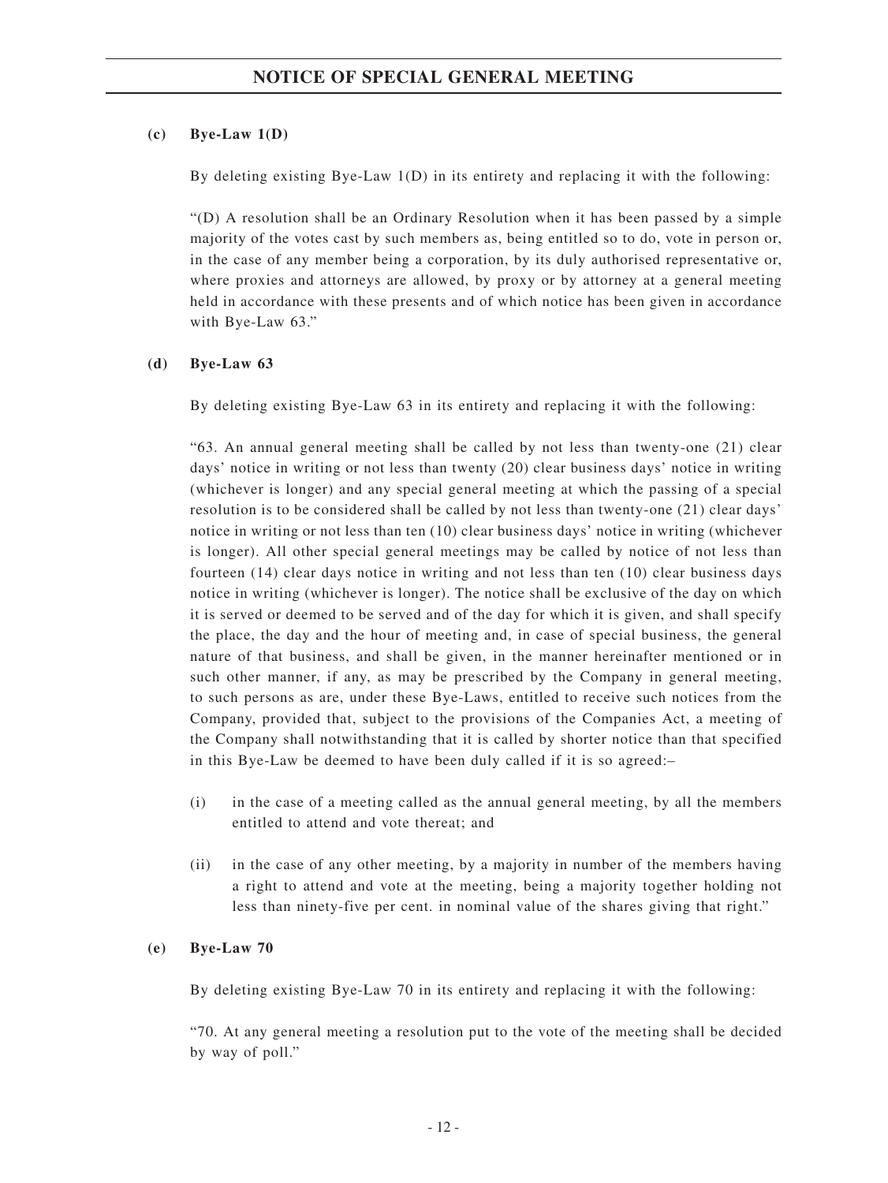**(c) Bye-Law 1(D)**

By deleting existing Bye-Law 1(D) in its entirety and replacing it with the following:

"(D) A resolution shall be an Ordinary Resolution when it has been passed by a simple majority of the votes cast by such members as, being entitled so to do, vote in person or, in the case of any member being a corporation, by its duly authorised representative or, where proxies and attorneys are allowed, by proxy or by attorney at a general meeting held in accordance with these presents and of which notice has been given in accordance with Bye-Law 63."

**(d) Bye-Law 63**

By deleting existing Bye-Law 63 in its entirety and replacing it with the following:

"63. An annual general meeting shall be called by not less than twenty-one (21) clear days' notice in writing or not less than twenty (20) clear business days' notice in writing (whichever is longer) and any special general meeting at which the passing of a special resolution is to be considered shall be called by not less than twenty-one (21) clear days' notice in writing or not less than ten (10) clear business days' notice in writing (whichever is longer). All other special general meetings may be called by notice of not less than fourteen (14) clear days notice in writing and not less than ten (10) clear business days notice in writing (whichever is longer). The notice shall be exclusive of the day on which it is served or deemed to be served and of the day for which it is given, and shall specify the place, the day and the hour of meeting and, in case of special business, the general nature of that business, and shall be given, in the manner hereinafter mentioned or in such other manner, if any, as may be prescribed by the Company in general meeting, to such persons as are, under these Bye-Laws, entitled to receive such notices from the Company, provided that, subject to the provisions of the Companies Act, a meeting of the Company shall notwithstanding that it is called by shorter notice than that specified in this Bye-Law be deemed to have been duly called if it is so agreed:–

(i) in the case of a meeting called as the annual general meeting, by all the members entitled to attend and vote thereat; and

(ii) in the case of any other meeting, by a majority in number of the members having a right to attend and vote at the meeting, being a majority together holding not less than ninety-five per cent. in nominal value of the shares giving that right."

**(e) Bye-Law 70**

By deleting existing Bye-Law 70 in its entirety and replacing it with the following:

"70. At any general meeting a resolution put to the vote of the meeting shall be decided by way of poll."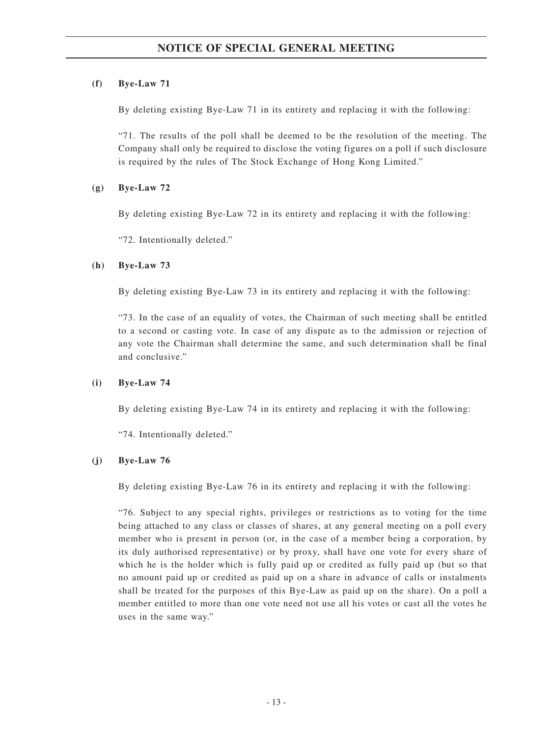**(f) Bye-Law 71**

By deleting existing Bye-Law 71 in its entirety and replacing it with the following:

"71. The results of the poll shall be deemed to be the resolution of the meeting. The Company shall only be required to disclose the voting figures on a poll if such disclosure is required by the rules of The Stock Exchange of Hong Kong Limited."

**(g) Bye-Law 72**

By deleting existing Bye-Law 72 in its entirety and replacing it with the following:

"72. Intentionally deleted."

**(h) Bye-Law 73**

By deleting existing Bye-Law 73 in its entirety and replacing it with the following:

"73. In the case of an equality of votes, the Chairman of such meeting shall be entitled to a second or casting vote. In case of any dispute as to the admission or rejection of any vote the Chairman shall determine the same, and such determination shall be final and conclusive."

**(i) Bye-Law 74**

By deleting existing Bye-Law 74 in its entirety and replacing it with the following:

"74. Intentionally deleted."

**(j) Bye-Law 76**

By deleting existing Bye-Law 76 in its entirety and replacing it with the following:

"76. Subject to any special rights, privileges or restrictions as to voting for the time being attached to any class or classes of shares, at any general meeting on a poll every member who is present in person (or, in the case of a member being a corporation, by its duly authorised representative) or by proxy, shall have one vote for every share of which he is the holder which is fully paid up or credited as fully paid up (but so that no amount paid up or credited as paid up on a share in advance of calls or instalments shall be treated for the purposes of this Bye-Law as paid up on the share). On a poll a member entitled to more than one vote need not use all his votes or cast all the votes he uses in the same way."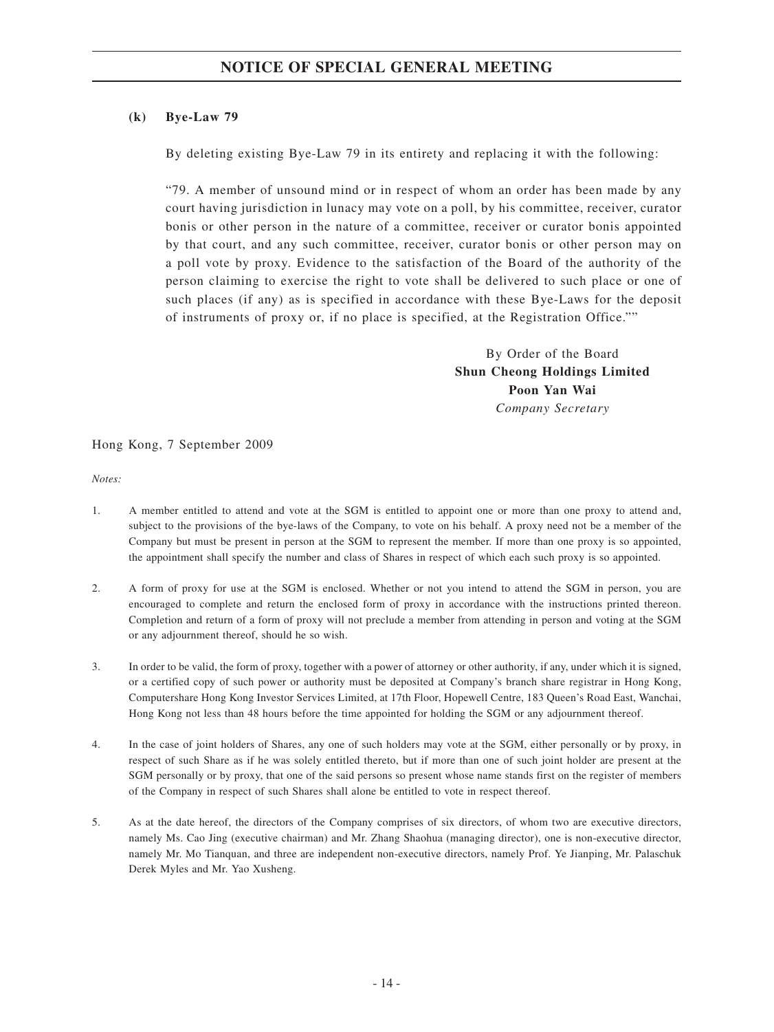**(k) Bye-Law 79**

By deleting existing Bye-Law 79 in its entirety and replacing it with the following:

"79. A member of unsound mind or in respect of whom an order has been made by any court having jurisdiction in lunacy may vote on a poll, by his committee, receiver, curator bonis or other person in the nature of a committee, receiver or curator bonis appointed by that court, and any such committee, receiver, curator bonis or other person may on a poll vote by proxy. Evidence to the satisfaction of the Board of the authority of the person claiming to exercise the right to vote shall be delivered to such place or one of such places (if any) as is specified in accordance with these Bye-Laws for the deposit of instruments of proxy or, if no place is specified, at the Registration Office.""

By Order of the Board
**Shun Cheong Holdings Limited**
**Poon Yan Wai**
*Company Secretary*

Hong Kong, 7 September 2009

*Notes:*

1. A member entitled to attend and vote at the SGM is entitled to appoint one or more than one proxy to attend and, subject to the provisions of the bye-laws of the Company, to vote on his behalf. A proxy need not be a member of the Company but must be present in person at the SGM to represent the member. If more than one proxy is so appointed, the appointment shall specify the number and class of Shares in respect of which each such proxy is so appointed.

2. A form of proxy for use at the SGM is enclosed. Whether or not you intend to attend the SGM in person, you are encouraged to complete and return the enclosed form of proxy in accordance with the instructions printed thereon. Completion and return of a form of proxy will not preclude a member from attending in person and voting at the SGM or any adjournment thereof, should he so wish.

3. In order to be valid, the form of proxy, together with a power of attorney or other authority, if any, under which it is signed, or a certified copy of such power or authority must be deposited at Company's branch share registrar in Hong Kong, Computershare Hong Kong Investor Services Limited, at 17th Floor, Hopewell Centre, 183 Queen's Road East, Wanchai, Hong Kong not less than 48 hours before the time appointed for holding the SGM or any adjournment thereof.

4. In the case of joint holders of Shares, any one of such holders may vote at the SGM, either personally or by proxy, in respect of such Share as if he was solely entitled thereto, but if more than one of such joint holder are present at the SGM personally or by proxy, that one of the said persons so present whose name stands first on the register of members of the Company in respect of such Shares shall alone be entitled to vote in respect thereof.

5. As at the date hereof, the directors of the Company comprises of six directors, of whom two are executive directors, namely Ms. Cao Jing (executive chairman) and Mr. Zhang Shaohua (managing director), one is non-executive director, namely Mr. Mo Tianquan, and three are independent non-executive directors, namely Prof. Ye Jianping, Mr. Palaschuk Derek Myles and Mr. Yao Xusheng.